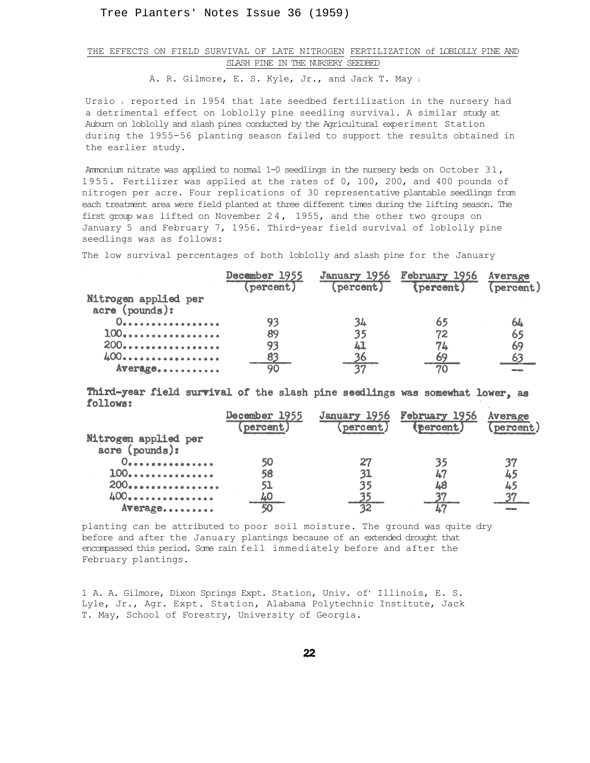## THE EFFECTS ON FIELD SURVIVAL OF LATE NITROGEN FERTILIZATION of LOBLOLLY PINE AND SLASH PINE IN THE NURSERY SEEDBED

A. R. Gilmore, E. S. Kyle, Jr., and Jack T. May [1]

Ursio [1] reported in 1954 that late seedbed fertilization in the nursery had a detrimental effect on loblolly pine seedling survival. A similar study at Auburn on loblolly and slash pines conducted by the Agricultural experiment Station during the 1955-56 planting season failed to support the results obtained in the earlier study.

Ammonium nitrate was applied to normal 1-0 seedlings in the nursery beds on October 31, 1955. Fertilizer was applied at the rates of 0, 100, 200, and 400 pounds of nitrogen per acre. Four replications of 30 representative plantable seedlings from each treatment area were field planted at three different times during the lifting season. The first group was lifted on November 24, 1955, and the other two groups on January 5 and February 7, 1956. Third-year field survival of loblolly pine seedlings was as follows:

| Nitrogen applied per acre (pounds): | December 1955 (percent) | January 1956 (percent) | February 1956 (percent) | Average (percent) |
|---|---|---|---|---|
| 0 | 93 | 34 | 65 | 64 |
| 100 | 89 | 35 | 72 | 65 |
| 200 | 93 | 41 | 74 | 69 |
| 400 | 83 | 36 | 69 | 63 |
| Average | 90 | 37 | 70 | -- |

Third-year field survival of the slash pine seedlings was somewhat lower, as follows:

| Nitrogen applied per acre (pounds): | December 1955 (percent) | January 1956 (percent) | February 1956 (percent) | Average (percent) |
|---|---|---|---|---|
| 0 | 50 | 27 | 35 | 37 |
| 100 | 58 | 31 | 47 | 45 |
| 200 | 51 | 35 | 48 | 45 |
| 400 | 40 | 35 | 37 | 37 |
| Average | 50 | 32 | 47 | -- |

The low survival percentages of both loblolly and slash pine for the January planting can be attributed to poor soil moisture. The ground was quite dry before and after the January plantings because of an extended drought that encompassed this period. Some rain fell immediately before and after the February plantings.

1 A. A. Gilmore, Dixon Springs Expt. Station, Univ. of' Illinois, E. S. Lyle, Jr., Agr. Expt. Station, Alabama Polytechnic Institute, Jack T. May, School of Forestry, University of Georgia.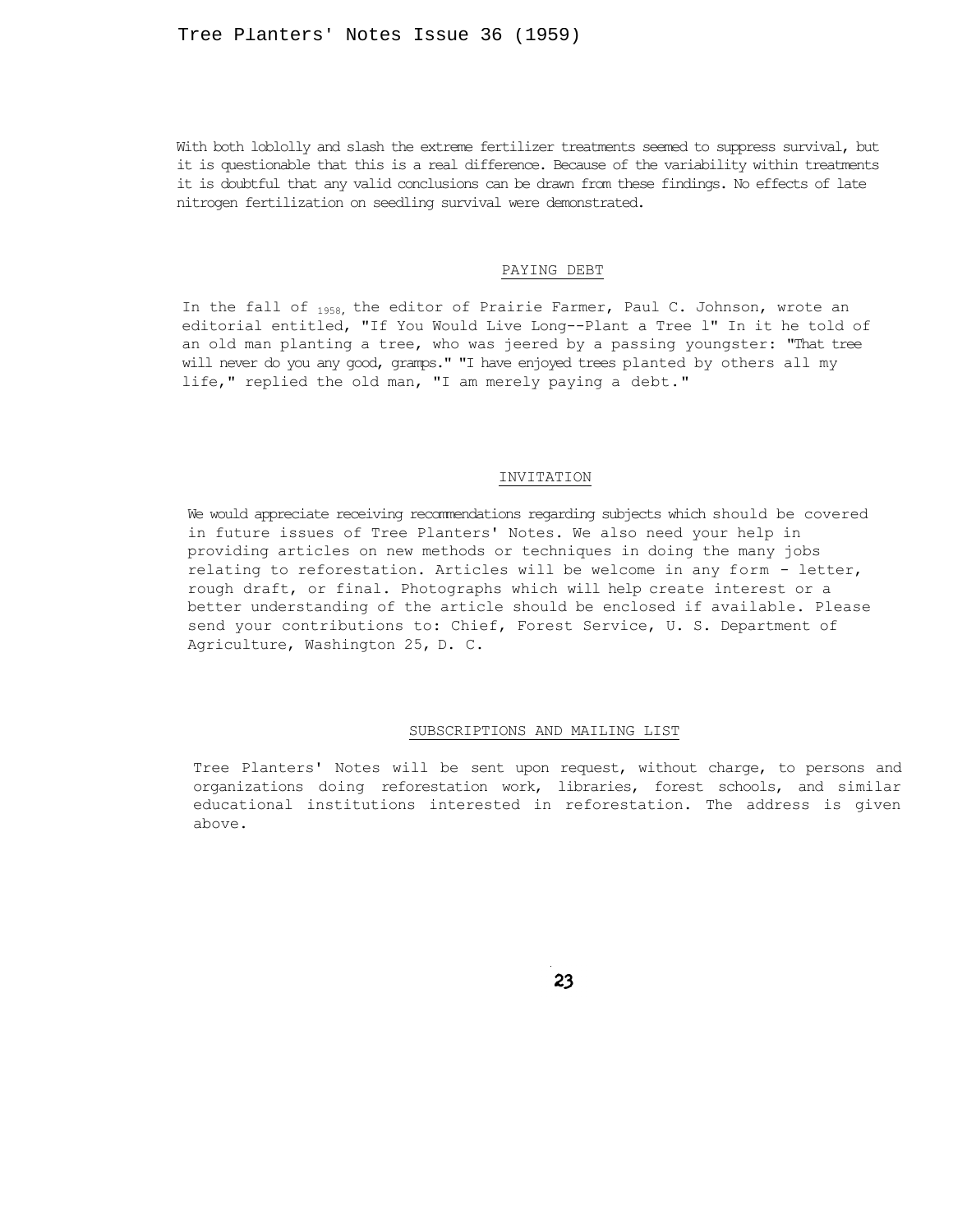With both loblolly and slash the extreme fertilizer treatments seemed to suppress survival, but it is questionable that this is a real difference. Because of the variability within treatments it is doubtful that any valid conclusions can be drawn from these findings. No effects of late nitrogen fertilization on seedling survival were demonstrated.

## PAYING DEBT

In the fall of 1958, the editor of Prairie Farmer, Paul C. Johnson, wrote an editorial entitled, "If You Would Live Long--Plant a Tree l" In it he told of an old man planting a tree, who was jeered by a passing youngster: "That tree will never do you any good, gramps." "I have enjoyed trees planted by others all my life," replied the old man, "I am merely paying a debt."

## INVITATION

We would appreciate receiving recommendations regarding subjects which should be covered in future issues of Tree Planters' Notes. We also need your help in providing articles on new methods or techniques in doing the many jobs relating to reforestation. Articles will be welcome in any form - letter, rough draft, or final. Photographs which will help create interest or a better understanding of the article should be enclosed if available. Please send your contributions to: Chief, Forest Service, U. S. Department of Agriculture, Washington 25, D. C.

## SUBSCRIPTIONS AND MAILING LIST

Tree Planters' Notes will be sent upon request, without charge, to persons and organizations doing reforestation work, libraries, forest schools, and similar educational institutions interested in reforestation. The address is given above.